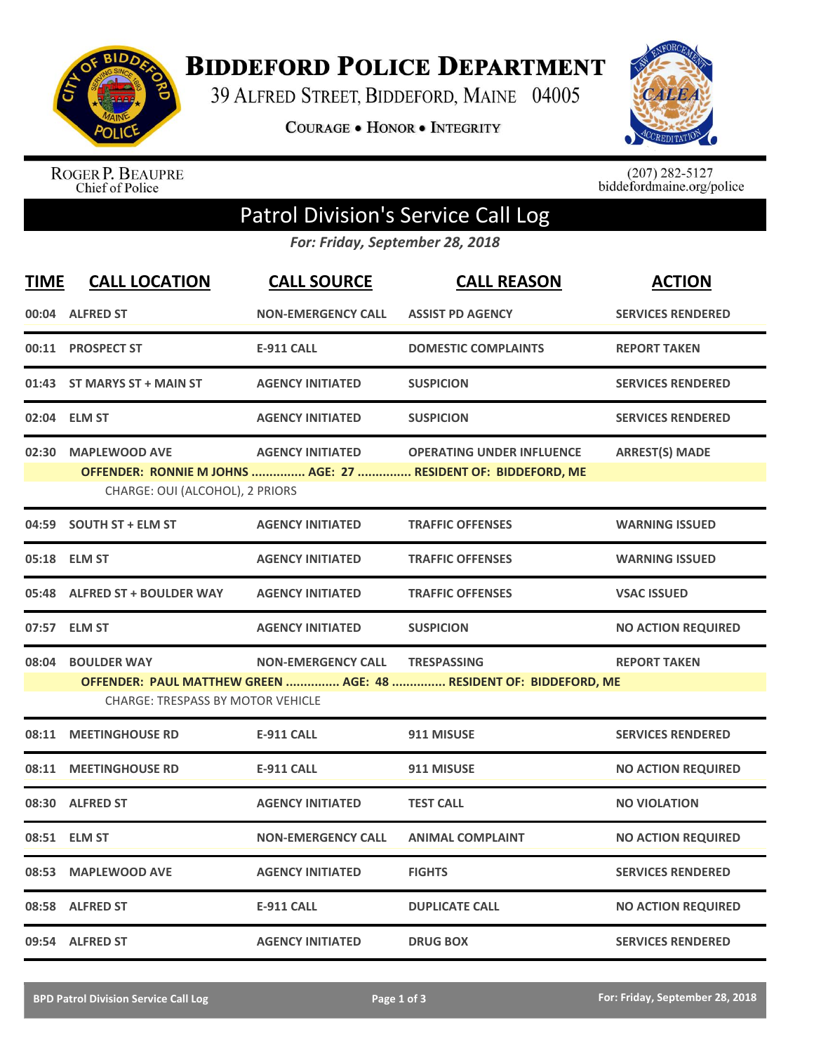# BIDDEFORD POLICE DEPARTMENT

39 ALFRED STREET, BIDDEFORD, MAINE 04005

COURAGE • HONOR • INTEGRITY

ROGER P. BEAUPRE
Chief of Police

(207) 282-5127
biddefordmaine.org/police

## Patrol Division's Service Call Log

*For: Friday, September 28, 2018*

| TIME | CALL LOCATION | CALL SOURCE | CALL REASON | ACTION |
|---|---|---|---|---|
| 00:04 | ALFRED ST | NON-EMERGENCY CALL | ASSIST PD AGENCY | SERVICES RENDERED |
| 00:11 | PROSPECT ST | E-911 CALL | DOMESTIC COMPLAINTS | REPORT TAKEN |
| 01:43 | ST MARYS ST + MAIN ST | AGENCY INITIATED | SUSPICION | SERVICES RENDERED |
| 02:04 | ELM ST | AGENCY INITIATED | SUSPICION | SERVICES RENDERED |
| 02:30 | MAPLEWOOD AVE | AGENCY INITIATED | OPERATING UNDER INFLUENCE | ARREST(S) MADE |
| | OFFENDER: RONNIE M JOHNS ............... AGE: 27 ............... RESIDENT OF: BIDDEFORD, ME | | | |
| | CHARGE: OUI (ALCOHOL), 2 PRIORS | | | |
| 04:59 | SOUTH ST + ELM ST | AGENCY INITIATED | TRAFFIC OFFENSES | WARNING ISSUED |
| 05:18 | ELM ST | AGENCY INITIATED | TRAFFIC OFFENSES | WARNING ISSUED |
| 05:48 | ALFRED ST + BOULDER WAY | AGENCY INITIATED | TRAFFIC OFFENSES | VSAC ISSUED |
| 07:57 | ELM ST | AGENCY INITIATED | SUSPICION | NO ACTION REQUIRED |
| 08:04 | BOULDER WAY | NON-EMERGENCY CALL | TRESPASSING | REPORT TAKEN |
| | OFFENDER: PAUL MATTHEW GREEN ............... AGE: 48 ............... RESIDENT OF: BIDDEFORD, ME | | | |
| | CHARGE: TRESPASS BY MOTOR VEHICLE | | | |
| 08:11 | MEETINGHOUSE RD | E-911 CALL | 911 MISUSE | SERVICES RENDERED |
| 08:11 | MEETINGHOUSE RD | E-911 CALL | 911 MISUSE | NO ACTION REQUIRED |
| 08:30 | ALFRED ST | AGENCY INITIATED | TEST CALL | NO VIOLATION |
| 08:51 | ELM ST | NON-EMERGENCY CALL | ANIMAL COMPLAINT | NO ACTION REQUIRED |
| 08:53 | MAPLEWOOD AVE | AGENCY INITIATED | FIGHTS | SERVICES RENDERED |
| 08:58 | ALFRED ST | E-911 CALL | DUPLICATE CALL | NO ACTION REQUIRED |
| 09:54 | ALFRED ST | AGENCY INITIATED | DRUG BOX | SERVICES RENDERED |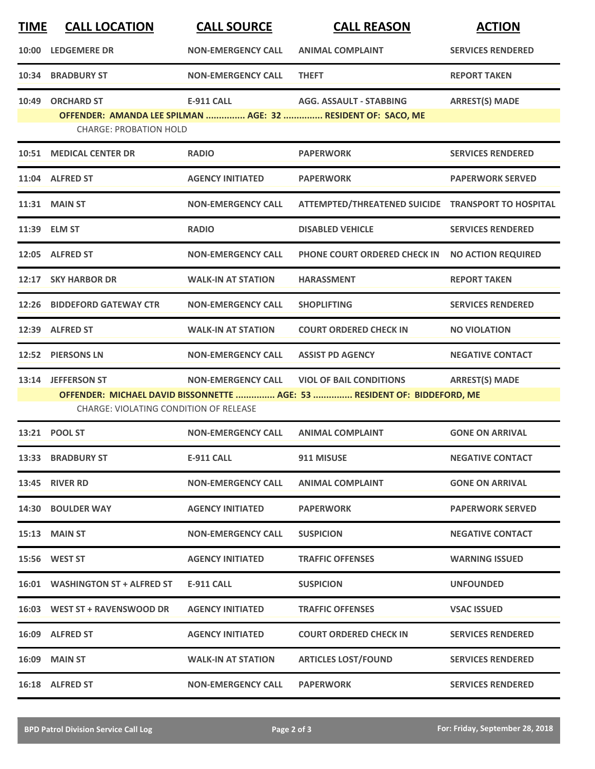| TIME | CALL LOCATION | CALL SOURCE | CALL REASON | ACTION |
|---|---|---|---|---|
| 10:00 | LEDGEMERE DR | NON-EMERGENCY CALL | ANIMAL COMPLAINT | SERVICES RENDERED |
| 10:34 | BRADBURY ST | NON-EMERGENCY CALL | THEFT | REPORT TAKEN |
| 10:49 | ORCHARD ST | E-911 CALL | AGG. ASSAULT - STABBING | ARREST(S) MADE |
| OFFENDER: AMANDA LEE SPILMAN ............... AGE: 32 ............... RESIDENT OF: SACO, ME | | | | |
| CHARGE: PROBATION HOLD | | | | |
| 10:51 | MEDICAL CENTER DR | RADIO | PAPERWORK | SERVICES RENDERED |
| 11:04 | ALFRED ST | AGENCY INITIATED | PAPERWORK | PAPERWORK SERVED |
| 11:31 | MAIN ST | NON-EMERGENCY CALL | ATTEMPTED/THREATENED SUICIDE | TRANSPORT TO HOSPITAL |
| 11:39 | ELM ST | RADIO | DISABLED VEHICLE | SERVICES RENDERED |
| 12:05 | ALFRED ST | NON-EMERGENCY CALL | PHONE COURT ORDERED CHECK IN | NO ACTION REQUIRED |
| 12:17 | SKY HARBOR DR | WALK-IN AT STATION | HARASSMENT | REPORT TAKEN |
| 12:26 | BIDDEFORD GATEWAY CTR | NON-EMERGENCY CALL | SHOPLIFTING | SERVICES RENDERED |
| 12:39 | ALFRED ST | WALK-IN AT STATION | COURT ORDERED CHECK IN | NO VIOLATION |
| 12:52 | PIERSONS LN | NON-EMERGENCY CALL | ASSIST PD AGENCY | NEGATIVE CONTACT |
| 13:14 | JEFFERSON ST | NON-EMERGENCY CALL | VIOL OF BAIL CONDITIONS | ARREST(S) MADE |
| OFFENDER: MICHAEL DAVID BISSONNETTE ............... AGE: 53 ............... RESIDENT OF: BIDDEFORD, ME | | | | |
| CHARGE: VIOLATING CONDITION OF RELEASE | | | | |
| 13:21 | POOL ST | NON-EMERGENCY CALL | ANIMAL COMPLAINT | GONE ON ARRIVAL |
| 13:33 | BRADBURY ST | E-911 CALL | 911 MISUSE | NEGATIVE CONTACT |
| 13:45 | RIVER RD | NON-EMERGENCY CALL | ANIMAL COMPLAINT | GONE ON ARRIVAL |
| 14:30 | BOULDER WAY | AGENCY INITIATED | PAPERWORK | PAPERWORK SERVED |
| 15:13 | MAIN ST | NON-EMERGENCY CALL | SUSPICION | NEGATIVE CONTACT |
| 15:56 | WEST ST | AGENCY INITIATED | TRAFFIC OFFENSES | WARNING ISSUED |
| 16:01 | WASHINGTON ST + ALFRED ST | E-911 CALL | SUSPICION | UNFOUNDED |
| 16:03 | WEST ST + RAVENSWOOD DR | AGENCY INITIATED | TRAFFIC OFFENSES | VSAC ISSUED |
| 16:09 | ALFRED ST | AGENCY INITIATED | COURT ORDERED CHECK IN | SERVICES RENDERED |
| 16:09 | MAIN ST | WALK-IN AT STATION | ARTICLES LOST/FOUND | SERVICES RENDERED |
| 16:18 | ALFRED ST | NON-EMERGENCY CALL | PAPERWORK | SERVICES RENDERED |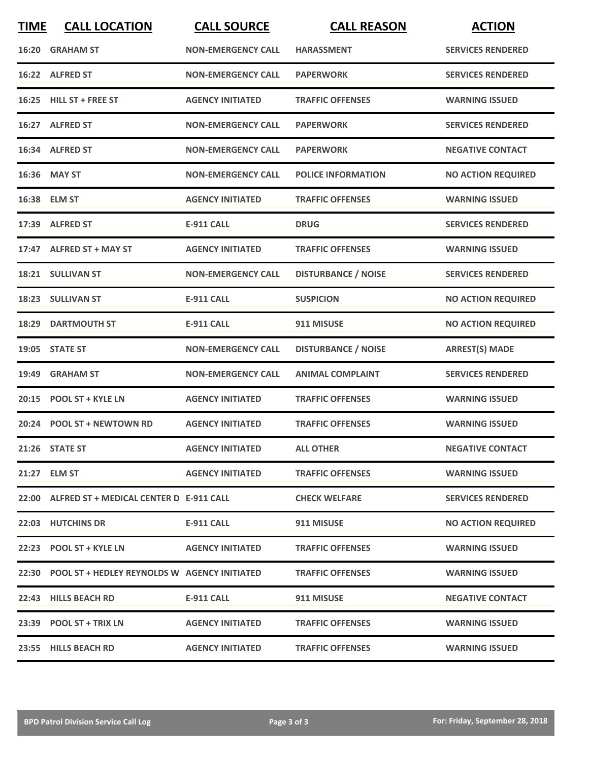| TIME | CALL LOCATION | CALL SOURCE | CALL REASON | ACTION |
|---|---|---|---|---|
| 16:20 | GRAHAM ST | NON-EMERGENCY CALL | HARASSMENT | SERVICES RENDERED |
| 16:22 | ALFRED ST | NON-EMERGENCY CALL | PAPERWORK | SERVICES RENDERED |
| 16:25 | HILL ST + FREE ST | AGENCY INITIATED | TRAFFIC OFFENSES | WARNING ISSUED |
| 16:27 | ALFRED ST | NON-EMERGENCY CALL | PAPERWORK | SERVICES RENDERED |
| 16:34 | ALFRED ST | NON-EMERGENCY CALL | PAPERWORK | NEGATIVE CONTACT |
| 16:36 | MAY ST | NON-EMERGENCY CALL | POLICE INFORMATION | NO ACTION REQUIRED |
| 16:38 | ELM ST | AGENCY INITIATED | TRAFFIC OFFENSES | WARNING ISSUED |
| 17:39 | ALFRED ST | E-911 CALL | DRUG | SERVICES RENDERED |
| 17:47 | ALFRED ST + MAY ST | AGENCY INITIATED | TRAFFIC OFFENSES | WARNING ISSUED |
| 18:21 | SULLIVAN ST | NON-EMERGENCY CALL | DISTURBANCE / NOISE | SERVICES RENDERED |
| 18:23 | SULLIVAN ST | E-911 CALL | SUSPICION | NO ACTION REQUIRED |
| 18:29 | DARTMOUTH ST | E-911 CALL | 911 MISUSE | NO ACTION REQUIRED |
| 19:05 | STATE ST | NON-EMERGENCY CALL | DISTURBANCE / NOISE | ARREST(S) MADE |
| 19:49 | GRAHAM ST | NON-EMERGENCY CALL | ANIMAL COMPLAINT | SERVICES RENDERED |
| 20:15 | POOL ST + KYLE LN | AGENCY INITIATED | TRAFFIC OFFENSES | WARNING ISSUED |
| 20:24 | POOL ST + NEWTOWN RD | AGENCY INITIATED | TRAFFIC OFFENSES | WARNING ISSUED |
| 21:26 | STATE ST | AGENCY INITIATED | ALL OTHER | NEGATIVE CONTACT |
| 21:27 | ELM ST | AGENCY INITIATED | TRAFFIC OFFENSES | WARNING ISSUED |
| 22:00 | ALFRED ST + MEDICAL CENTER D | E-911 CALL | CHECK WELFARE | SERVICES RENDERED |
| 22:03 | HUTCHINS DR | E-911 CALL | 911 MISUSE | NO ACTION REQUIRED |
| 22:23 | POOL ST + KYLE LN | AGENCY INITIATED | TRAFFIC OFFENSES | WARNING ISSUED |
| 22:30 | POOL ST + HEDLEY REYNOLDS W | AGENCY INITIATED | TRAFFIC OFFENSES | WARNING ISSUED |
| 22:43 | HILLS BEACH RD | E-911 CALL | 911 MISUSE | NEGATIVE CONTACT |
| 23:39 | POOL ST + TRIX LN | AGENCY INITIATED | TRAFFIC OFFENSES | WARNING ISSUED |
| 23:55 | HILLS BEACH RD | AGENCY INITIATED | TRAFFIC OFFENSES | WARNING ISSUED |